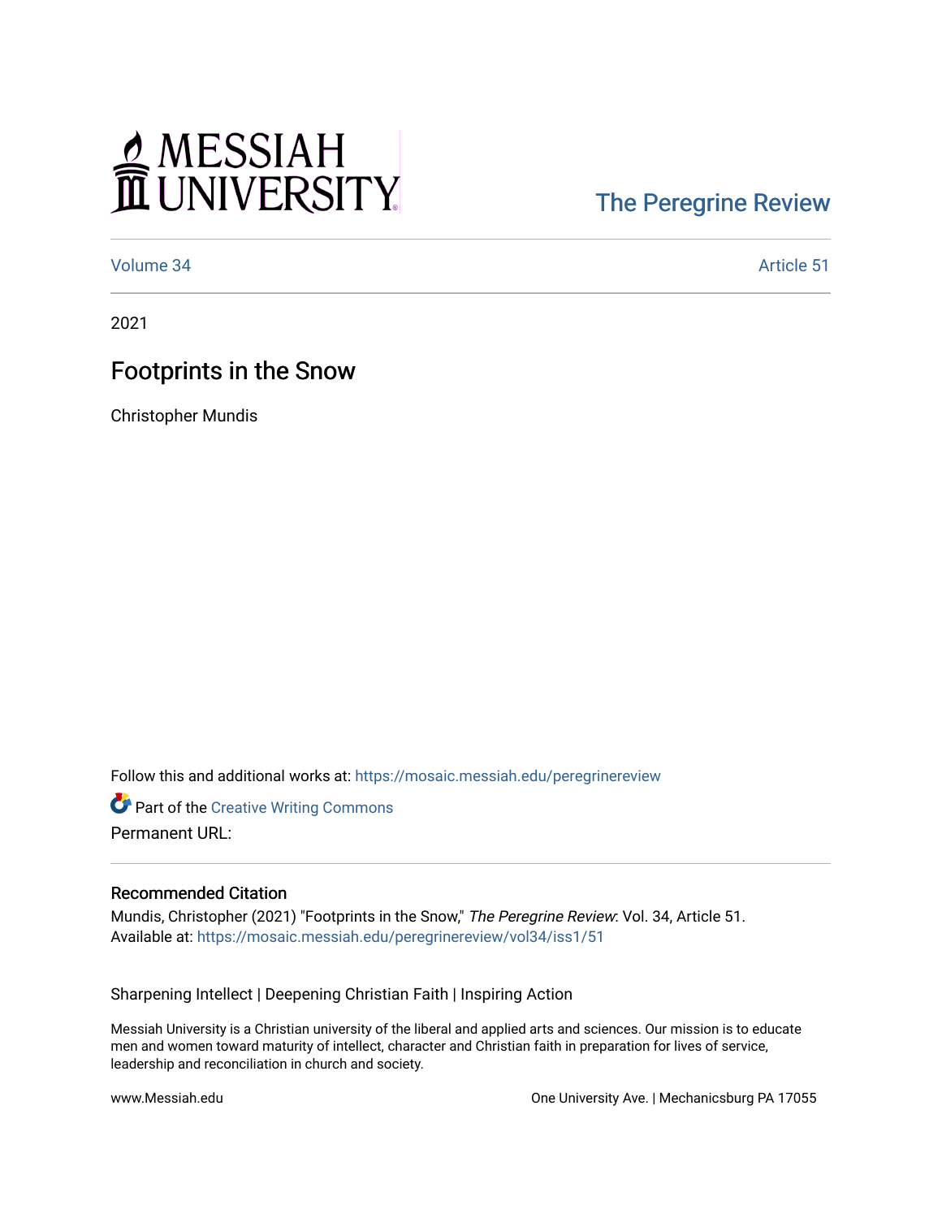MESSIAH UNIVERSITY

The Peregrine Review

Volume 34 Article 51

2021

# Footprints in the Snow

Christopher Mundis

Follow this and additional works at: https://mosaic.messiah.edu/peregrinereview

Part of the Creative Writing Commons

Permanent URL:

## Recommended Citation

Mundis, Christopher (2021) "Footprints in the Snow," *The Peregrine Review*: Vol. 34, Article 51.
Available at: https://mosaic.messiah.edu/peregrinereview/vol34/iss1/51

Sharpening Intellect | Deepening Christian Faith | Inspiring Action

Messiah University is a Christian university of the liberal and applied arts and sciences. Our mission is to educate men and women toward maturity of intellect, character and Christian faith in preparation for lives of service, leadership and reconciliation in church and society.

www.Messiah.edu One University Ave. | Mechanicsburg PA 17055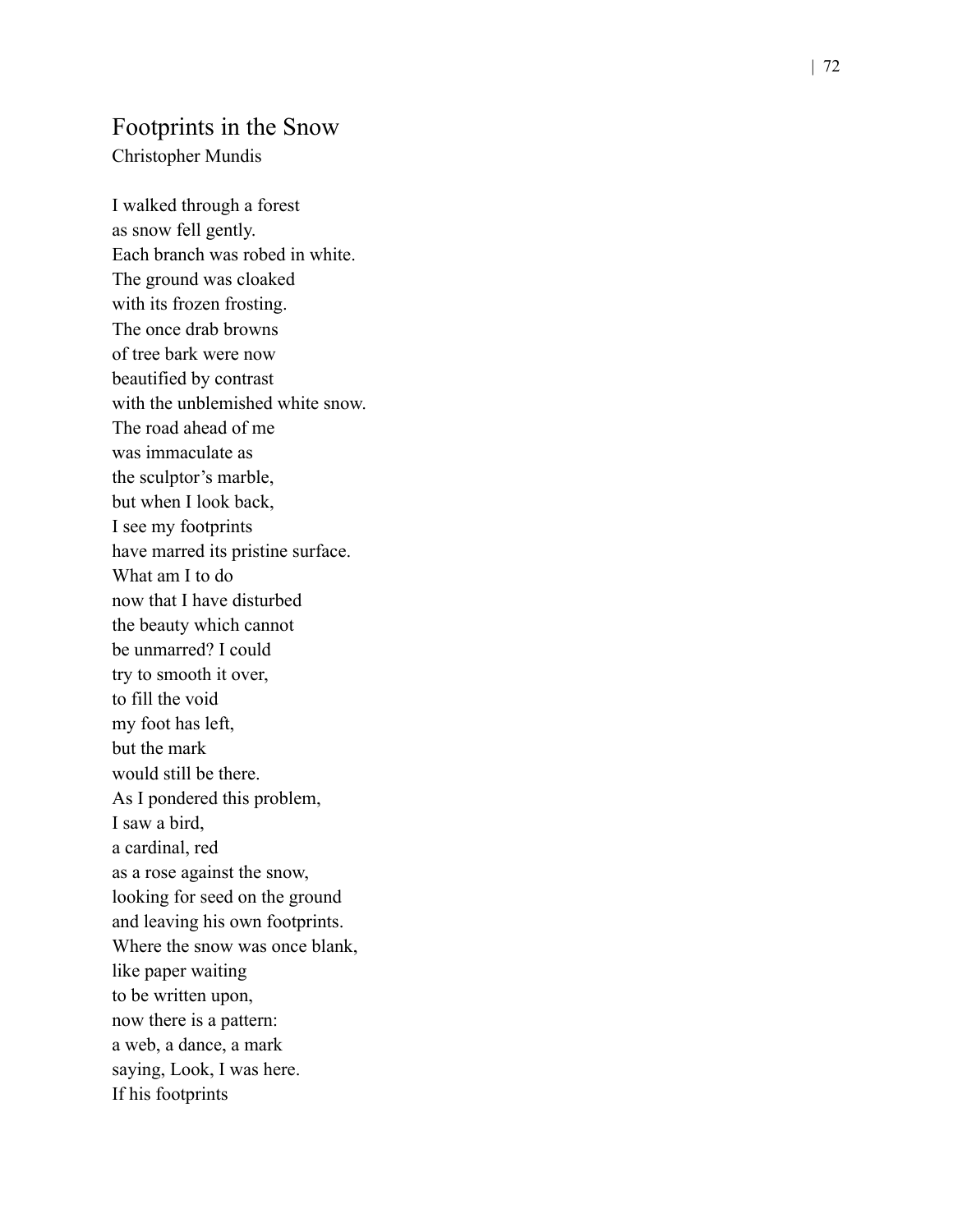## Footprints in the Snow

Christopher Mundis

I walked through a forest  
as snow fell gently.  
Each branch was robed in white.  
The ground was cloaked  
with its frozen frosting.  
The once drab browns  
of tree bark were now  
beautified by contrast  
with the unblemished white snow.  
The road ahead of me  
was immaculate as  
the sculptor's marble,  
but when I look back,  
I see my footprints  
have marred its pristine surface.  
What am I to do  
now that I have disturbed  
the beauty which cannot  
be unmarred? I could  
try to smooth it over,  
to fill the void  
my foot has left,  
but the mark  
would still be there.  
As I pondered this problem,  
I saw a bird,  
a cardinal, red  
as a rose against the snow,  
looking for seed on the ground  
and leaving his own footprints.  
Where the snow was once blank,  
like paper waiting  
to be written upon,  
now there is a pattern:  
a web, a dance, a mark  
saying, Look, I was here.  
If his footprints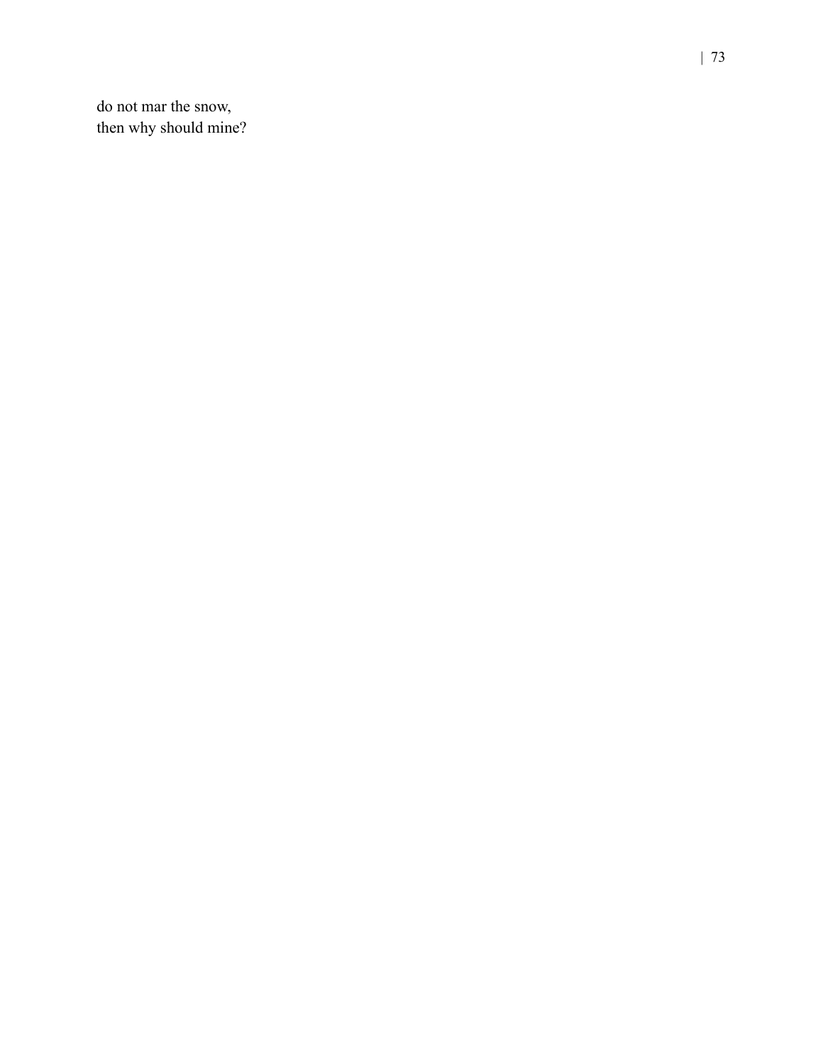do not mar the snow,  
then why should mine?